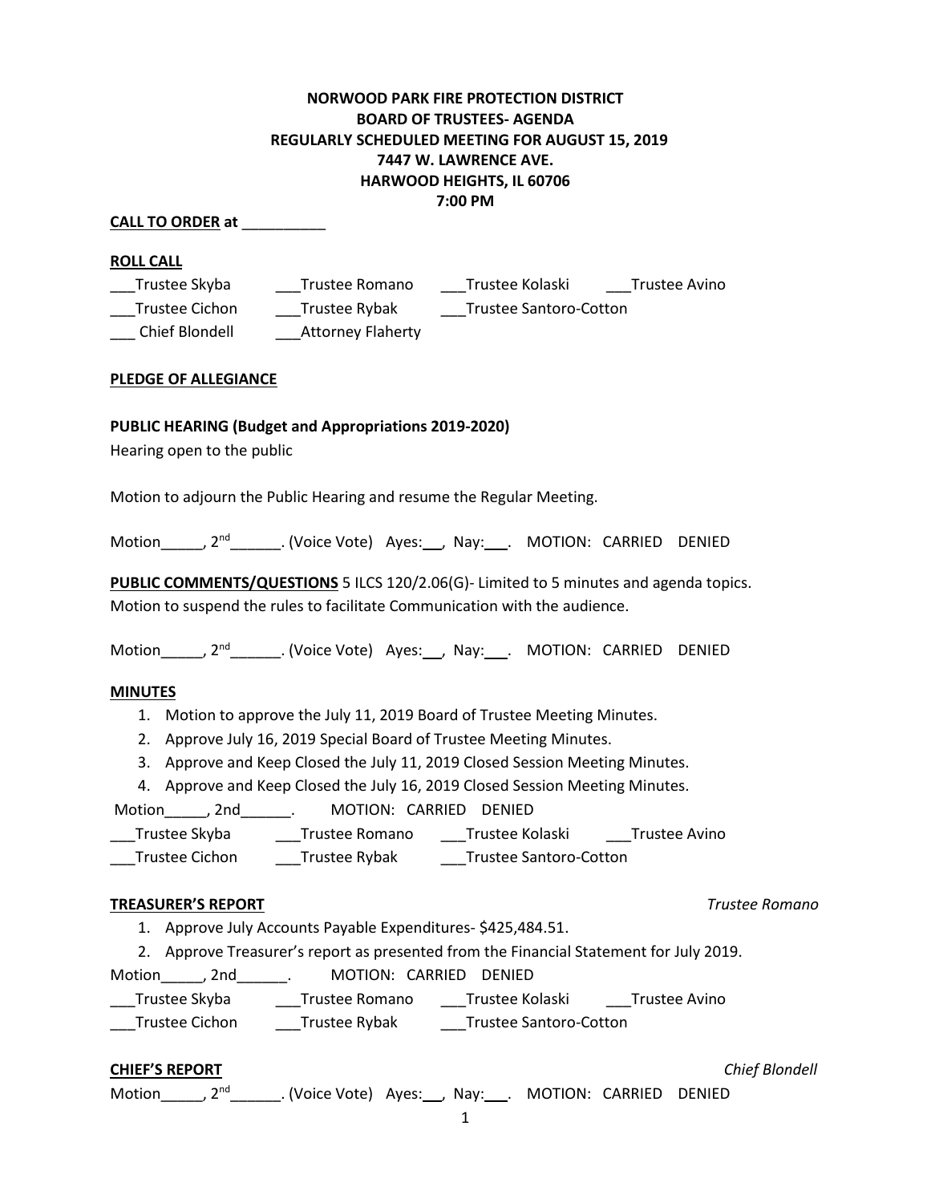**NORWOOD PARK FIRE PROTECTION DISTRICT**
**BOARD OF TRUSTEES- AGENDA**
**REGULARLY SCHEDULED MEETING FOR AUGUST 15, 2019**
**7447 W. LAWRENCE AVE.**
**HARWOOD HEIGHTS, IL 60706**
**7:00 PM**

**CALL TO ORDER at** __________

**ROLL CALL**

___Trustee Skyba ___Trustee Romano ___Trustee Kolaski ___Trustee Avino
___Trustee Cichon ___Trustee Rybak ___Trustee Santoro-Cotton
___ Chief Blondell ___Attorney Flaherty

**PLEDGE OF ALLEGIANCE**

**PUBLIC HEARING (Budget and Appropriations 2019-2020)**

Hearing open to the public

Motion to adjourn the Public Hearing and resume the Regular Meeting.

Motion_____, 2nd______. (Voice Vote) Ayes:__, Nay:___. MOTION: CARRIED DENIED

**PUBLIC COMMENTS/QUESTIONS** 5 ILCS 120/2.06(G)- Limited to 5 minutes and agenda topics.
Motion to suspend the rules to facilitate Communication with the audience.

Motion_____, 2nd______. (Voice Vote) Ayes:__, Nay:___. MOTION: CARRIED DENIED

**MINUTES**

1. Motion to approve the July 11, 2019 Board of Trustee Meeting Minutes.
2. Approve July 16, 2019 Special Board of Trustee Meeting Minutes.
3. Approve and Keep Closed the July 11, 2019 Closed Session Meeting Minutes.
4. Approve and Keep Closed the July 16, 2019 Closed Session Meeting Minutes.

Motion_____, 2nd______. MOTION: CARRIED DENIED
___Trustee Skyba ___Trustee Romano ___Trustee Kolaski ___Trustee Avino
___Trustee Cichon ___Trustee Rybak ___Trustee Santoro-Cotton

**TREASURER'S REPORT** *Trustee Romano*

1. Approve July Accounts Payable Expenditures- $425,484.51.
2. Approve Treasurer's report as presented from the Financial Statement for July 2019.

Motion_____, 2nd______. MOTION: CARRIED DENIED
___Trustee Skyba ___Trustee Romano ___Trustee Kolaski ___Trustee Avino
___Trustee Cichon ___Trustee Rybak ___Trustee Santoro-Cotton

**CHIEF'S REPORT** *Chief Blondell*

Motion_____, 2nd______. (Voice Vote) Ayes:__, Nay:___. MOTION: CARRIED DENIED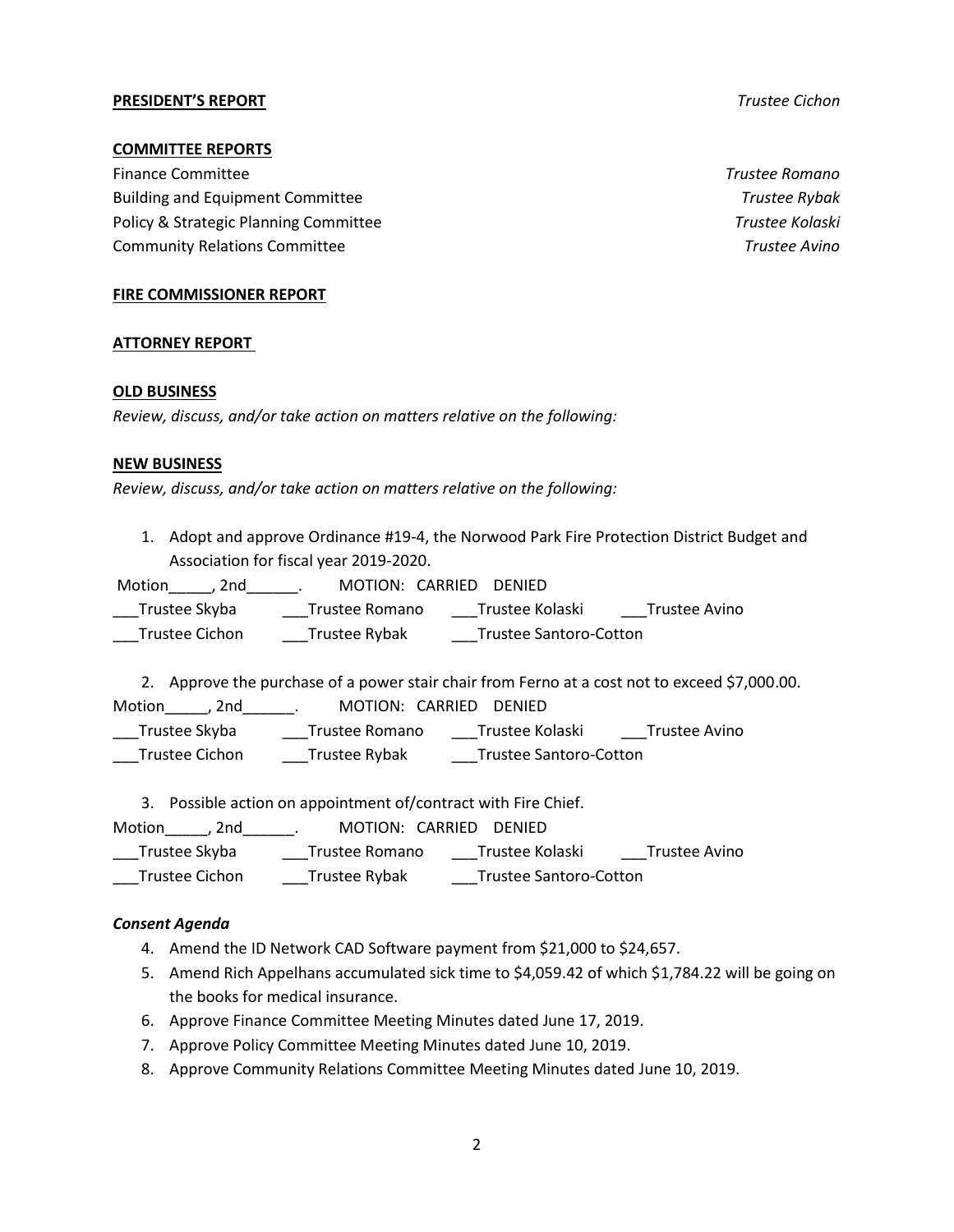**PRESIDENT'S REPORT** *Trustee Cichon*

**COMMITTEE REPORTS**

Finance Committee *Trustee Romano*
Building and Equipment Committee *Trustee Rybak*
Policy & Strategic Planning Committee *Trustee Kolaski*
Community Relations Committee *Trustee Avino*

**FIRE COMMISSIONER REPORT**

**ATTORNEY REPORT**

**OLD BUSINESS**

*Review, discuss, and/or take action on matters relative on the following:*

**NEW BUSINESS**

*Review, discuss, and/or take action on matters relative on the following:*

1. Adopt and approve Ordinance #19-4, the Norwood Park Fire Protection District Budget and Association for fiscal year 2019-2020.

Motion_____, 2nd______. MOTION: CARRIED DENIED
___Trustee Skyba ___Trustee Romano ___Trustee Kolaski ___Trustee Avino
___Trustee Cichon ___Trustee Rybak ___Trustee Santoro-Cotton

2. Approve the purchase of a power stair chair from Ferno at a cost not to exceed $7,000.00.

Motion_____, 2nd______. MOTION: CARRIED DENIED
___Trustee Skyba ___Trustee Romano ___Trustee Kolaski ___Trustee Avino
___Trustee Cichon ___Trustee Rybak ___Trustee Santoro-Cotton

3. Possible action on appointment of/contract with Fire Chief.

Motion_____, 2nd______. MOTION: CARRIED DENIED
___Trustee Skyba ___Trustee Romano ___Trustee Kolaski ___Trustee Avino
___Trustee Cichon ___Trustee Rybak ___Trustee Santoro-Cotton

***Consent Agenda***

4. Amend the ID Network CAD Software payment from $21,000 to $24,657.
5. Amend Rich Appelhans accumulated sick time to $4,059.42 of which $1,784.22 will be going on the books for medical insurance.
6. Approve Finance Committee Meeting Minutes dated June 17, 2019.
7. Approve Policy Committee Meeting Minutes dated June 10, 2019.
8. Approve Community Relations Committee Meeting Minutes dated June 10, 2019.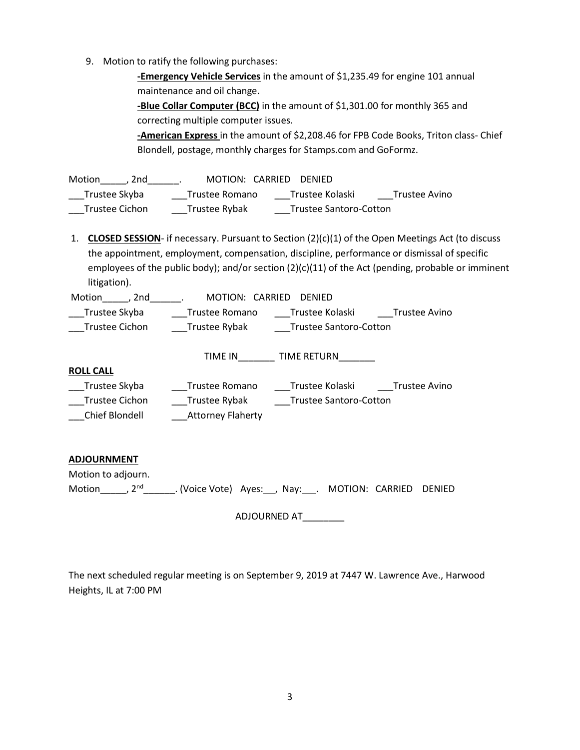9. Motion to ratify the following purchases:

   **-Emergency Vehicle Services** in the amount of $1,235.49 for engine 101 annual maintenance and oil change.

   **-Blue Collar Computer (BCC)** in the amount of $1,301.00 for monthly 365 and correcting multiple computer issues.

   **-American Express** in the amount of $2,208.46 for FPB Code Books, Triton class- Chief Blondell, postage, monthly charges for Stamps.com and GoFormz.

Motion_____, 2nd______.     MOTION: CARRIED  DENIED

___Trustee Skyba   ___Trustee Romano   ___Trustee Kolaski   ___Trustee Avino

___Trustee Cichon   ___Trustee Rybak   ___Trustee Santoro-Cotton

1. **CLOSED SESSION**- if necessary. Pursuant to Section (2)(c)(1) of the Open Meetings Act (to discuss the appointment, employment, compensation, discipline, performance or dismissal of specific employees of the public body); and/or section (2)(c)(11) of the Act (pending, probable or imminent litigation).

Motion_____, 2nd______.     MOTION: CARRIED  DENIED

___Trustee Skyba   ___Trustee Romano   ___Trustee Kolaski   ___Trustee Avino

___Trustee Cichon   ___Trustee Rybak   ___Trustee Santoro-Cotton

TIME IN_______ TIME RETURN_______

**ROLL CALL**

___Trustee Skyba   ___Trustee Romano   ___Trustee Kolaski   ___Trustee Avino

___Trustee Cichon   ___Trustee Rybak   ___Trustee Santoro-Cotton

___Chief Blondell   ___Attorney Flaherty

**ADJOURNMENT**

Motion to adjourn.

Motion_____, 2nd______. (Voice Vote) Ayes:__, Nay:___.  MOTION: CARRIED  DENIED

ADJOURNED AT________

The next scheduled regular meeting is on September 9, 2019 at 7447 W. Lawrence Ave., Harwood Heights, IL at 7:00 PM